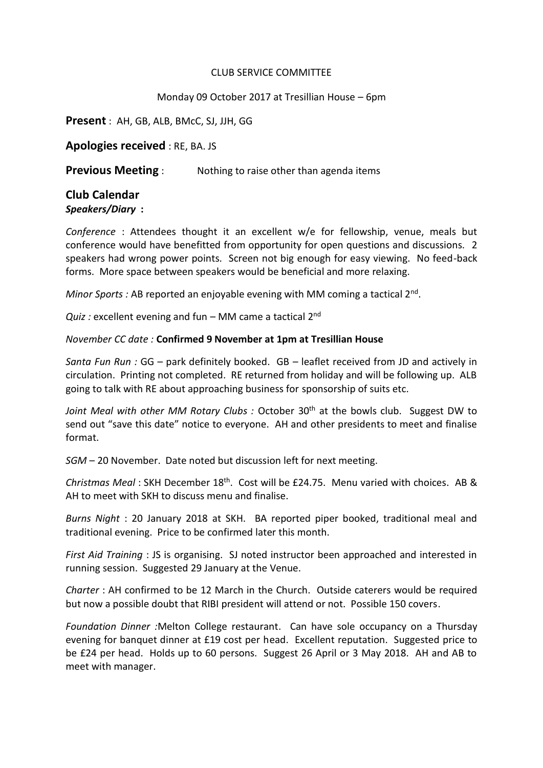CLUB SERVICE COMMITTEE

Monday 09 October 2017 at Tresillian House – 6pm

**Present** : AH, GB, ALB, BMcC, SJ, JJH, GG

**Apologies received** : RE, BA. JS

**Previous Meeting** : Nothing to raise other than agenda items

## Club Calendar

***Speakers/Diary*** **:**

*Conference* : Attendees thought it an excellent w/e for fellowship, venue, meals but conference would have benefitted from opportunity for open questions and discussions. 2 speakers had wrong power points. Screen not big enough for easy viewing. No feed-back forms. More space between speakers would be beneficial and more relaxing.

*Minor Sports :* AB reported an enjoyable evening with MM coming a tactical 2nd.

*Quiz :* excellent evening and fun – MM came a tactical 2nd

*November CC date :* **Confirmed 9 November at 1pm at Tresillian House**

*Santa Fun Run :* GG – park definitely booked. GB – leaflet received from JD and actively in circulation. Printing not completed. RE returned from holiday and will be following up. ALB going to talk with RE about approaching business for sponsorship of suits etc.

*Joint Meal with other MM Rotary Clubs :* October 30th at the bowls club. Suggest DW to send out "save this date" notice to everyone. AH and other presidents to meet and finalise format.

*SGM* – 20 November. Date noted but discussion left for next meeting.

*Christmas Meal* : SKH December 18th. Cost will be £24.75. Menu varied with choices. AB & AH to meet with SKH to discuss menu and finalise.

*Burns Night* : 20 January 2018 at SKH. BA reported piper booked, traditional meal and traditional evening. Price to be confirmed later this month.

*First Aid Training* : JS is organising. SJ noted instructor been approached and interested in running session. Suggested 29 January at the Venue.

*Charter* : AH confirmed to be 12 March in the Church. Outside caterers would be required but now a possible doubt that RIBI president will attend or not. Possible 150 covers.

*Foundation Dinner :*Melton College restaurant. Can have sole occupancy on a Thursday evening for banquet dinner at £19 cost per head. Excellent reputation. Suggested price to be £24 per head. Holds up to 60 persons. Suggest 26 April or 3 May 2018. AH and AB to meet with manager.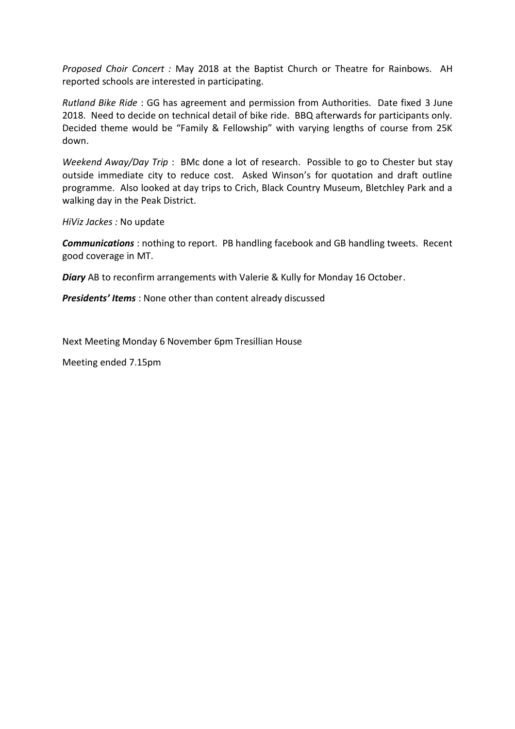*Proposed Choir Concert :* May 2018 at the Baptist Church or Theatre for Rainbows. AH reported schools are interested in participating.

*Rutland Bike Ride* : GG has agreement and permission from Authorities. Date fixed 3 June 2018. Need to decide on technical detail of bike ride. BBQ afterwards for participants only. Decided theme would be "Family & Fellowship" with varying lengths of course from 25K down.

*Weekend Away/Day Trip* : BMc done a lot of research. Possible to go to Chester but stay outside immediate city to reduce cost. Asked Winson's for quotation and draft outline programme. Also looked at day trips to Crich, Black Country Museum, Bletchley Park and a walking day in the Peak District.

*HiViz Jackes :* No update

***Communications*** : nothing to report. PB handling facebook and GB handling tweets. Recent good coverage in MT.

***Diary*** AB to reconfirm arrangements with Valerie & Kully for Monday 16 October.

***Presidents' Items*** : None other than content already discussed

Next Meeting Monday 6 November 6pm Tresillian House

Meeting ended 7.15pm